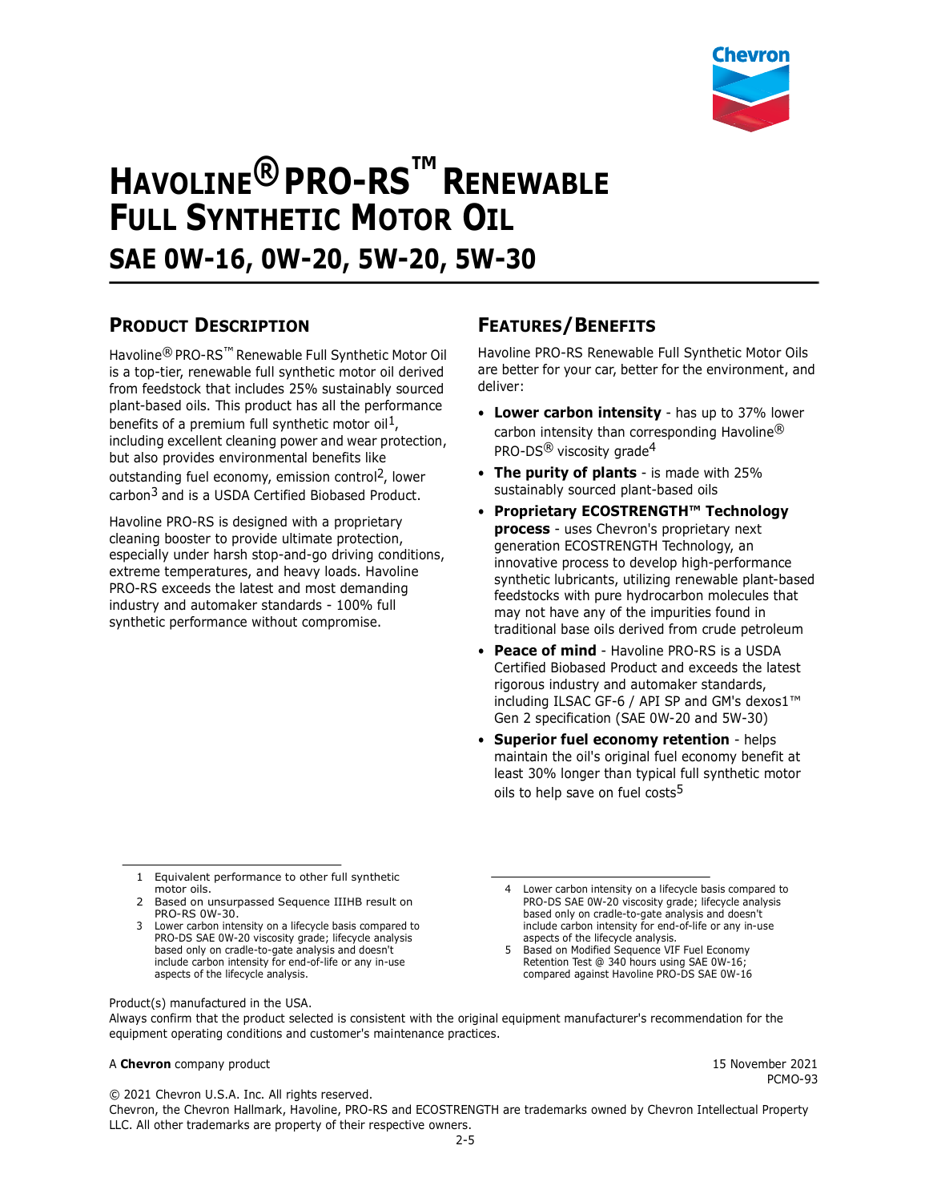# HAVOLINE® PRO-RS™ RENEWABLE FULL SYNTHETIC MOTOR OIL

## SAE 0W-16, 0W-20, 5W-20, 5W-30

## PRODUCT DESCRIPTION

Havoline® PRO-RS™ Renewable Full Synthetic Motor Oil is a top-tier, renewable full synthetic motor oil derived from feedstock that includes 25% sustainably sourced plant-based oils. This product has all the performance benefits of a premium full synthetic motor oil[1], including excellent cleaning power and wear protection, but also provides environmental benefits like outstanding fuel economy, emission control[2], lower carbon[3] and is a USDA Certified Biobased Product.

Havoline PRO-RS is designed with a proprietary cleaning booster to provide ultimate protection, especially under harsh stop-and-go driving conditions, extreme temperatures, and heavy loads. Havoline PRO-RS exceeds the latest and most demanding industry and automaker standards - 100% full synthetic performance without compromise.

## FEATURES/BENEFITS

Havoline PRO-RS Renewable Full Synthetic Motor Oils are better for your car, better for the environment, and deliver:

- **Lower carbon intensity** - has up to 37% lower carbon intensity than corresponding Havoline® PRO-DS® viscosity grade[4]
- **The purity of plants** - is made with 25% sustainably sourced plant-based oils
- **Proprietary ECOSTRENGTH™ Technology process** - uses Chevron's proprietary next generation ECOSTRENGTH Technology, an innovative process to develop high-performance synthetic lubricants, utilizing renewable plant-based feedstocks with pure hydrocarbon molecules that may not have any of the impurities found in traditional base oils derived from crude petroleum
- **Peace of mind** - Havoline PRO-RS is a USDA Certified Biobased Product and exceeds the latest rigorous industry and automaker standards, including ILSAC GF-6 / API SP and GM's dexos1™ Gen 2 specification (SAE 0W-20 and 5W-30)
- **Superior fuel economy retention** - helps maintain the oil's original fuel economy benefit at least 30% longer than typical full synthetic motor oils to help save on fuel costs[5]

---

1 Equivalent performance to other full synthetic motor oils.
2 Based on unsurpassed Sequence IIIHB result on PRO-RS 0W-30.
3 Lower carbon intensity on a lifecycle basis compared to PRO-DS SAE 0W-20 viscosity grade; lifecycle analysis based only on cradle-to-gate analysis and doesn't include carbon intensity for end-of-life or any in-use aspects of the lifecycle analysis.
4 Lower carbon intensity on a lifecycle basis compared to PRO-DS SAE 0W-20 viscosity grade; lifecycle analysis based only on cradle-to-gate analysis and doesn't include carbon intensity for end-of-life or any in-use aspects of the lifecycle analysis.
5 Based on Modified Sequence VIF Fuel Economy Retention Test @ 340 hours using SAE 0W-16; compared against Havoline PRO-DS SAE 0W-16

Product(s) manufactured in the USA.
Always confirm that the product selected is consistent with the original equipment manufacturer's recommendation for the equipment operating conditions and customer's maintenance practices.

A **Chevron** company product

15 November 2021
PCMO-93

© 2021 Chevron U.S.A. Inc. All rights reserved.
Chevron, the Chevron Hallmark, Havoline, PRO-RS and ECOSTRENGTH are trademarks owned by Chevron Intellectual Property LLC. All other trademarks are property of their respective owners.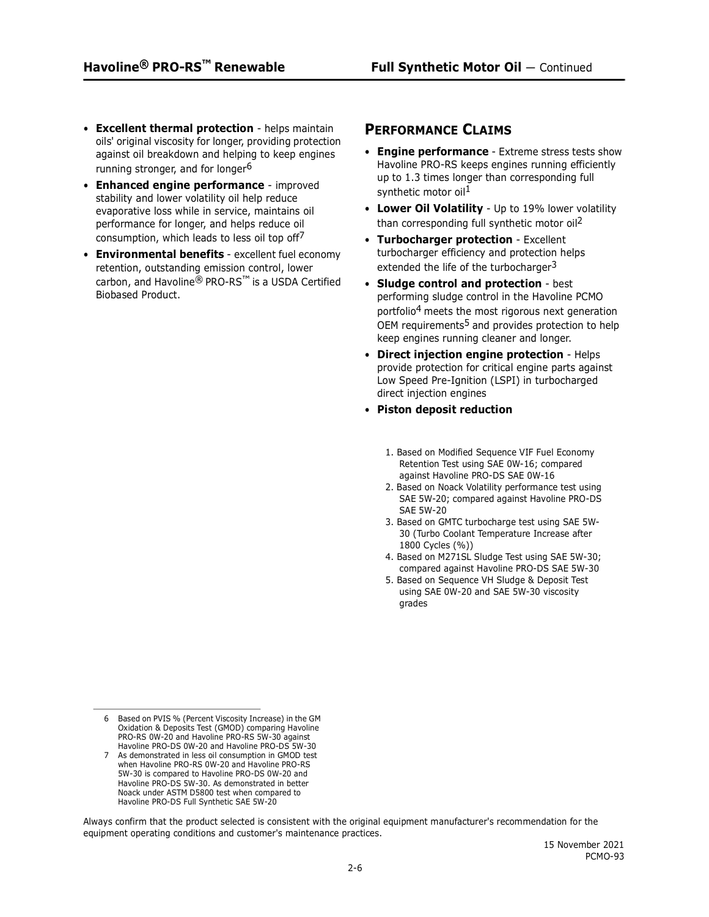- **Excellent thermal protection** - helps maintain oils' original viscosity for longer, providing protection against oil breakdown and helping to keep engines running stronger, and for longer[6]
- **Enhanced engine performance** - improved stability and lower volatility oil help reduce evaporative loss while in service, maintains oil performance for longer, and helps reduce oil consumption, which leads to less oil top off[7]
- **Environmental benefits** - excellent fuel economy retention, outstanding emission control, lower carbon, and Havoline® PRO-RS™ is a USDA Certified Biobased Product.

## PERFORMANCE CLAIMS

- **Engine performance** - Extreme stress tests show Havoline PRO-RS keeps engines running efficiently up to 1.3 times longer than corresponding full synthetic motor oil[1]
- **Lower Oil Volatility** - Up to 19% lower volatility than corresponding full synthetic motor oil[2]
- **Turbocharger protection** - Excellent turbocharger efficiency and protection helps extended the life of the turbocharger[3]
- **Sludge control and protection** - best performing sludge control in the Havoline PCMO portfolio[4] meets the most rigorous next generation OEM requirements[5] and provides protection to help keep engines running cleaner and longer.
- **Direct injection engine protection** - Helps provide protection for critical engine parts against Low Speed Pre-Ignition (LSPI) in turbocharged direct injection engines
- **Piston deposit reduction**

1. Based on Modified Sequence VIF Fuel Economy Retention Test using SAE 0W-16; compared against Havoline PRO-DS SAE 0W-16
2. Based on Noack Volatility performance test using SAE 5W-20; compared against Havoline PRO-DS SAE 5W-20
3. Based on GMTC turbocharge test using SAE 5W-30 (Turbo Coolant Temperature Increase after 1800 Cycles (%))
4. Based on M271SL Sludge Test using SAE 5W-30; compared against Havoline PRO-DS SAE 5W-30
5. Based on Sequence VH Sludge & Deposit Test using SAE 0W-20 and SAE 5W-30 viscosity grades

---

6 Based on PVIS % (Percent Viscosity Increase) in the GM Oxidation & Deposits Test (GMOD) comparing Havoline PRO-RS 0W-20 and Havoline PRO-RS 5W-30 against Havoline PRO-DS 0W-20 and Havoline PRO-DS 5W-30

7 As demonstrated in less oil consumption in GMOD test when Havoline PRO-RS 0W-20 and Havoline PRO-RS 5W-30 is compared to Havoline PRO-DS 0W-20 and Havoline PRO-DS 5W-30. As demonstrated in better Noack under ASTM D5800 test when compared to Havoline PRO-DS Full Synthetic SAE 5W-20

Always confirm that the product selected is consistent with the original equipment manufacturer's recommendation for the equipment operating conditions and customer's maintenance practices.

15 November 2021
PCMO-93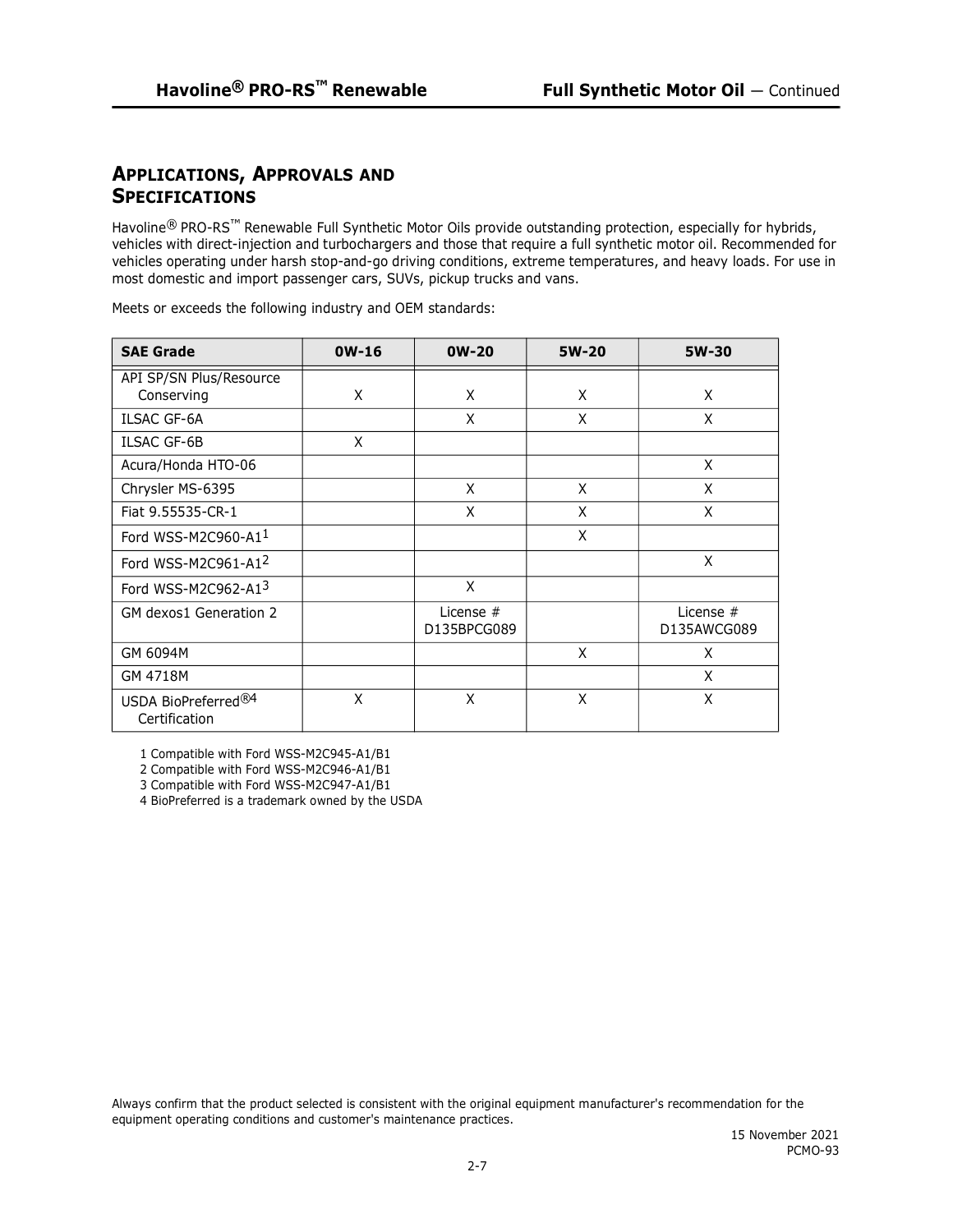## APPLICATIONS, APPROVALS AND SPECIFICATIONS

Havoline® PRO-RS™ Renewable Full Synthetic Motor Oils provide outstanding protection, especially for hybrids, vehicles with direct-injection and turbochargers and those that require a full synthetic motor oil. Recommended for vehicles operating under harsh stop-and-go driving conditions, extreme temperatures, and heavy loads. For use in most domestic and import passenger cars, SUVs, pickup trucks and vans.

Meets or exceeds the following industry and OEM standards:

| SAE Grade | 0W-16 | 0W-20 | 5W-20 | 5W-30 |
|---|---|---|---|---|
| API SP/SN Plus/Resource Conserving | X | X | X | X |
| ILSAC GF-6A | | X | X | X |
| ILSAC GF-6B | X | | | |
| Acura/Honda HTO-06 | | | | X |
| Chrysler MS-6395 | | X | X | X |
| Fiat 9.55535-CR-1 | | X | X | X |
| Ford WSS-M2C960-A1[1] | | | X | |
| Ford WSS-M2C961-A1[2] | | | | X |
| Ford WSS-M2C962-A1[3] | | X | | |
| GM dexos1 Generation 2 | | License # D135BPCG089 | | License # D135AWCG089 |
| GM 6094M | | | X | X |
| GM 4718M | | | | X |
| USDA BioPreferred®[4] Certification | X | X | X | X |

1 Compatible with Ford WSS-M2C945-A1/B1

2 Compatible with Ford WSS-M2C946-A1/B1

3 Compatible with Ford WSS-M2C947-A1/B1

4 BioPreferred is a trademark owned by the USDA

Always confirm that the product selected is consistent with the original equipment manufacturer's recommendation for the equipment operating conditions and customer's maintenance practices.

15 November 2021
PCMO-93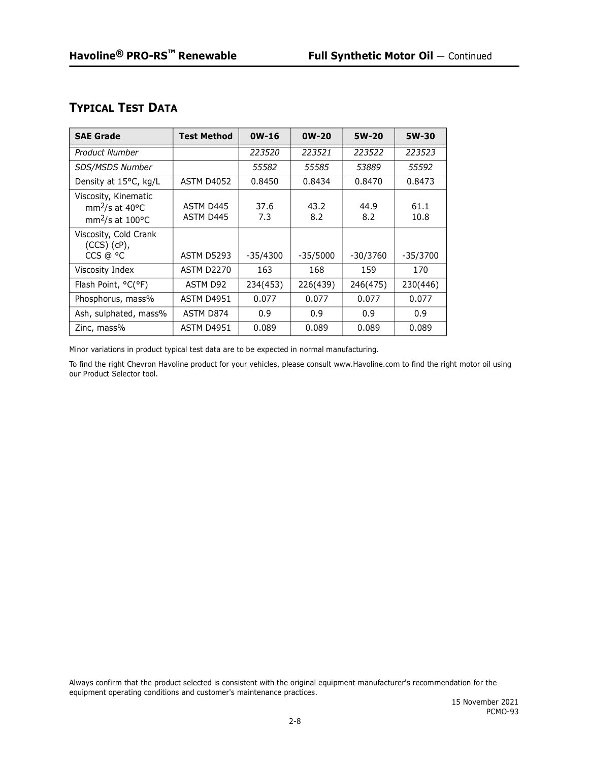## TYPICAL TEST DATA

| SAE Grade | Test Method | 0W-16 | 0W-20 | 5W-20 | 5W-30 |
|---|---|---|---|---|---|
| *Product Number* | | *223520* | *223521* | *223522* | *223523* |
| *SDS/MSDS Number* | | *55582* | *55585* | *53889* | *55592* |
| Density at 15°C, kg/L | ASTM D4052 | 0.8450 | 0.8434 | 0.8470 | 0.8473 |
| Viscosity, Kinematic<br>$mm^2/s$ at 40°C<br>$mm^2/s$ at 100°C | ASTM D445<br>ASTM D445 | 37.6<br>7.3 | 43.2<br>8.2 | 44.9<br>8.2 | 61.1<br>10.8 |
| Viscosity, Cold Crank (CCS) (cP),<br>CCS @ °C | ASTM D5293 | -35/4300 | -35/5000 | -30/3760 | -35/3700 |
| Viscosity Index | ASTM D2270 | 163 | 168 | 159 | 170 |
| Flash Point, °C(°F) | ASTM D92 | 234(453) | 226(439) | 246(475) | 230(446) |
| Phosphorus, mass% | ASTM D4951 | 0.077 | 0.077 | 0.077 | 0.077 |
| Ash, sulphated, mass% | ASTM D874 | 0.9 | 0.9 | 0.9 | 0.9 |
| Zinc, mass% | ASTM D4951 | 0.089 | 0.089 | 0.089 | 0.089 |

Minor variations in product typical test data are to be expected in normal manufacturing.

To find the right Chevron Havoline product for your vehicles, please consult www.Havoline.com to find the right motor oil using our Product Selector tool.

Always confirm that the product selected is consistent with the original equipment manufacturer's recommendation for the equipment operating conditions and customer's maintenance practices.

15 November 2021
PCMO-93